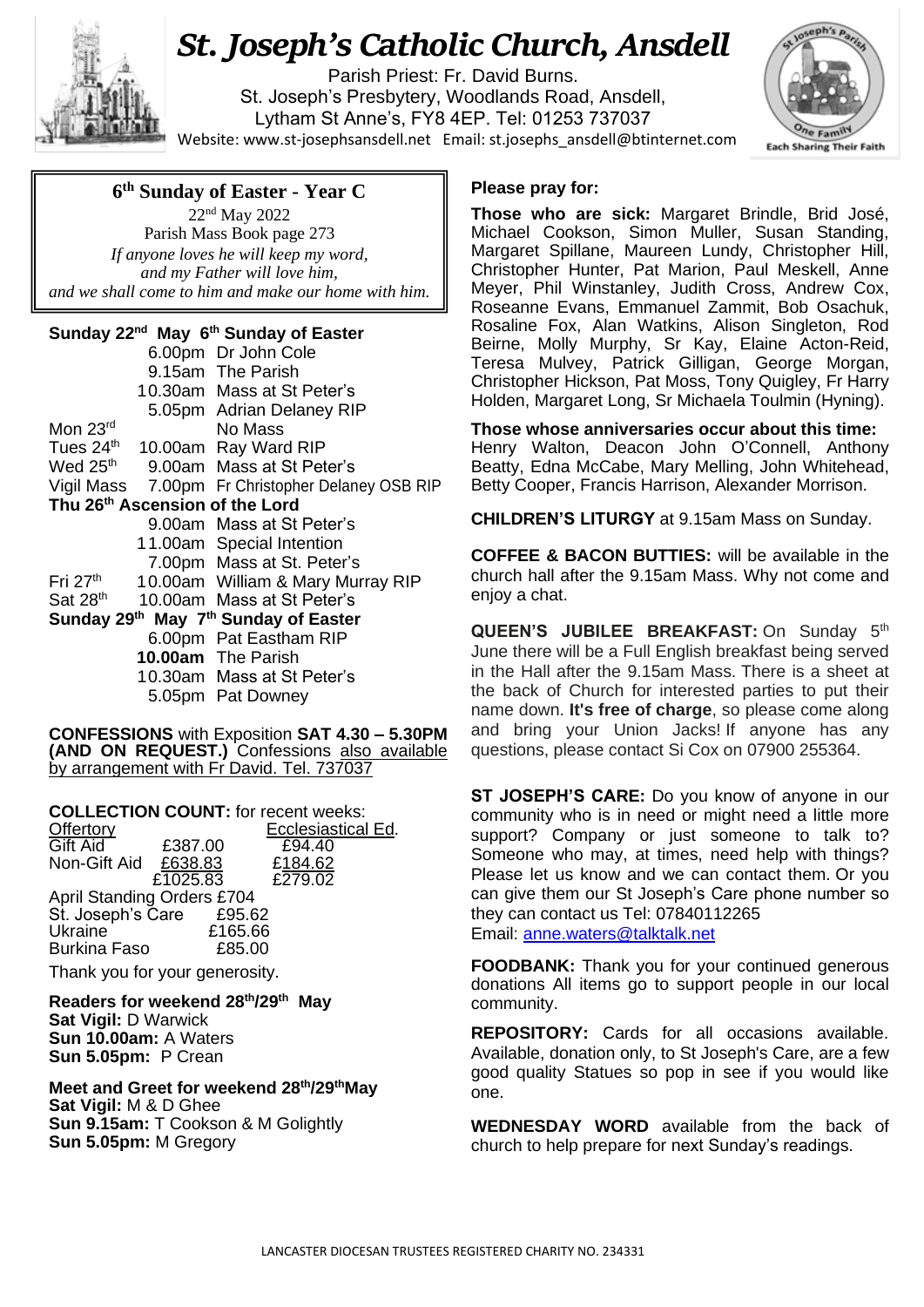# St. Joseph's Catholic Church, Ansdell

Parish Priest: Fr. David Burns.
St. Joseph's Presbytery, Woodlands Road, Ansdell,
Lytham St Anne's, FY8 4EP. Tel: 01253 737037
Website: www.st-josephsansdell.net Email: st.josephs_ansdell@btinternet.com

## 6th Sunday of Easter - Year C

22nd May 2022
Parish Mass Book page 273

*If anyone loves he will keep my word,*
*and my Father will love him,*
*and we shall come to him and make our home with him.*

**Sunday 22nd May 6th Sunday of Easter**

| | | |
|---|---|---|
| | 6.00pm | Dr John Cole |
| | 9.15am | The Parish |
| | 10.30am | Mass at St Peter's |
| | 5.05pm | Adrian Delaney RIP |
| Mon 23rd | | No Mass |
| Tues 24th | 10.00am | Ray Ward RIP |
| Wed 25th | 9.00am | Mass at St Peter's |
| Vigil Mass | 7.00pm | Fr Christopher Delaney OSB RIP |

**Thu 26th Ascension of the Lord**

| | | |
|---|---|---|
| | 9.00am | Mass at St Peter's |
| | 11.00am | Special Intention |
| | 7.00pm | Mass at St. Peter's |
| Fri 27th | 10.00am | William & Mary Murray RIP |
| Sat 28th | 10.00am | Mass at St Peter's |

**Sunday 29th May 7th Sunday of Easter**

| | | |
|---|---|---|
| | 6.00pm | Pat Eastham RIP |
| | **10.00am** | The Parish |
| | 10.30am | Mass at St Peter's |
| | 5.05pm | Pat Downey |

**CONFESSIONS** with Exposition **SAT 4.30 – 5.30PM (AND ON REQUEST.)** Confessions also available by arrangement with Fr David. Tel. 737037

**COLLECTION COUNT:** for recent weeks:

| Offertory | | Ecclesiastical Ed. |
|---|---|---|
| Gift Aid | £387.00 | £94.40 |
| Non-Gift Aid | £638.83 | £184.62 |
| | £1025.83 | £279.02 |

April Standing Orders £704
St. Joseph's Care £95.62
Ukraine £165.66
Burkina Faso £85.00

Thank you for your generosity.

**Readers for weekend 28th/29th May**
**Sat Vigil:** D Warwick
**Sun 10.00am:** A Waters
**Sun 5.05pm:** P Crean

**Meet and Greet for weekend 28th/29th May**
**Sat Vigil:** M & D Ghee
**Sun 9.15am:** T Cookson & M Golightly
**Sun 5.05pm:** M Gregory

**Please pray for:**

**Those who are sick:** Margaret Brindle, Brid José, Michael Cookson, Simon Muller, Susan Standing, Margaret Spillane, Maureen Lundy, Christopher Hill, Christopher Hunter, Pat Marion, Paul Meskell, Anne Meyer, Phil Winstanley, Judith Cross, Andrew Cox, Roseanne Evans, Emmanuel Zammit, Bob Osachuk, Rosaline Fox, Alan Watkins, Alison Singleton, Rod Beirne, Molly Murphy, Sr Kay, Elaine Acton-Reid, Teresa Mulvey, Patrick Gilligan, George Morgan, Christopher Hickson, Pat Moss, Tony Quigley, Fr Harry Holden, Margaret Long, Sr Michaela Toulmin (Hyning).

**Those whose anniversaries occur about this time:** Henry Walton, Deacon John O'Connell, Anthony Beatty, Edna McCabe, Mary Melling, John Whitehead, Betty Cooper, Francis Harrison, Alexander Morrison.

**CHILDREN'S LITURGY** at 9.15am Mass on Sunday.

**COFFEE & BACON BUTTIES:** will be available in the church hall after the 9.15am Mass. Why not come and enjoy a chat.

**QUEEN'S JUBILEE BREAKFAST:** On Sunday 5th June there will be a Full English breakfast being served in the Hall after the 9.15am Mass. There is a sheet at the back of Church for interested parties to put their name down. **It's free of charge**, so please come along and bring your Union Jacks! If anyone has any questions, please contact Si Cox on 07900 255364.

**ST JOSEPH'S CARE:** Do you know of anyone in our community who is in need or might need a little more support? Company or just someone to talk to? Someone who may, at times, need help with things? Please let us know and we can contact them. Or you can give them our St Joseph's Care phone number so they can contact us Tel: 07840112265
Email: anne.waters@talktalk.net

**FOODBANK:** Thank you for your continued generous donations All items go to support people in our local community.

**REPOSITORY:** Cards for all occasions available. Available, donation only, to St Joseph's Care, are a few good quality Statues so pop in see if you would like one.

**WEDNESDAY WORD** available from the back of church to help prepare for next Sunday's readings.

LANCASTER DIOCESAN TRUSTEES REGISTERED CHARITY NO. 234331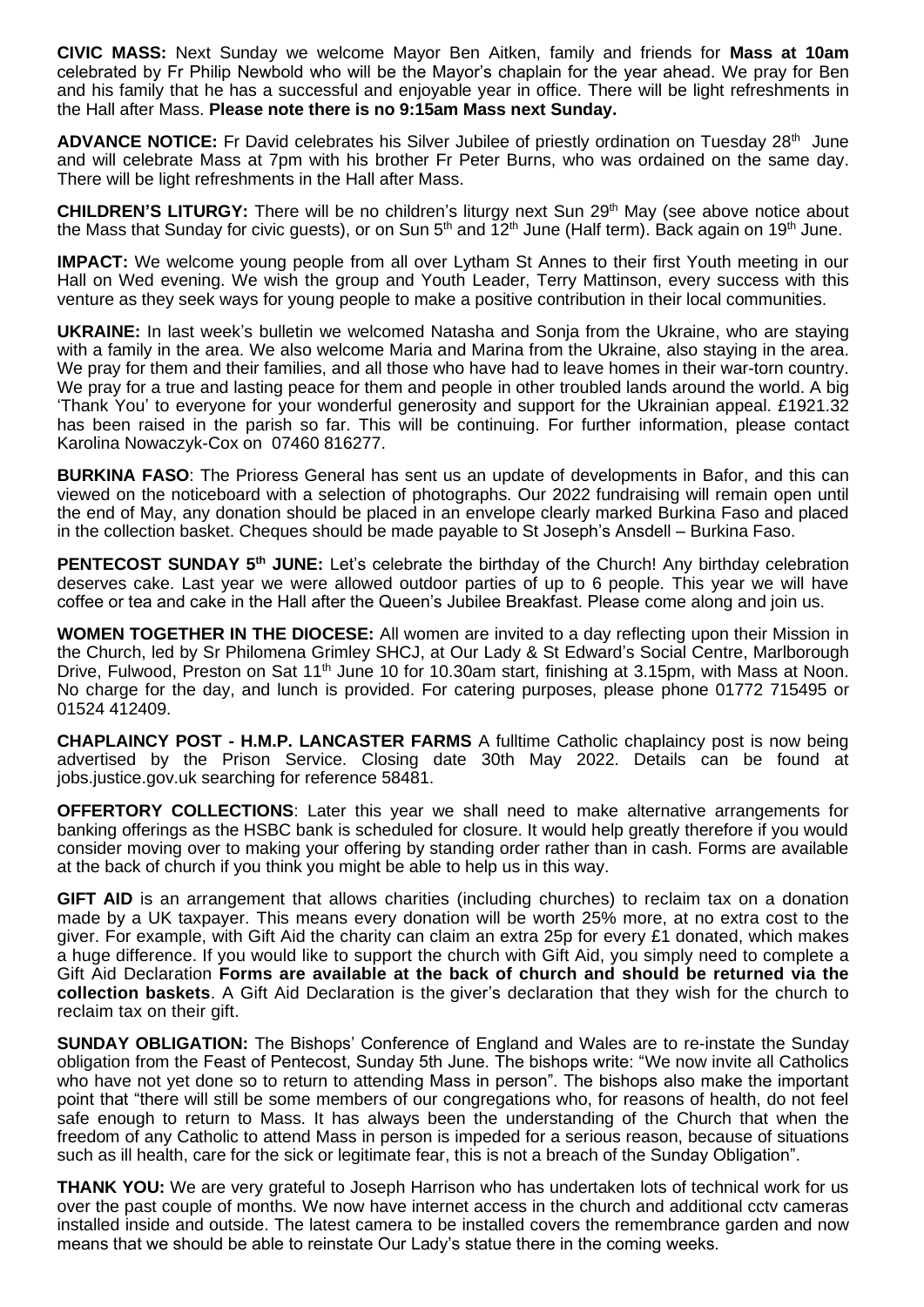**CIVIC MASS:** Next Sunday we welcome Mayor Ben Aitken, family and friends for **Mass at 10am** celebrated by Fr Philip Newbold who will be the Mayor's chaplain for the year ahead. We pray for Ben and his family that he has a successful and enjoyable year in office. There will be light refreshments in the Hall after Mass. **Please note there is no 9:15am Mass next Sunday.**

**ADVANCE NOTICE:** Fr David celebrates his Silver Jubilee of priestly ordination on Tuesday 28th June and will celebrate Mass at 7pm with his brother Fr Peter Burns, who was ordained on the same day. There will be light refreshments in the Hall after Mass.

**CHILDREN'S LITURGY:** There will be no children's liturgy next Sun 29th May (see above notice about the Mass that Sunday for civic guests), or on Sun 5th and 12th June (Half term). Back again on 19th June.

**IMPACT:** We welcome young people from all over Lytham St Annes to their first Youth meeting in our Hall on Wed evening. We wish the group and Youth Leader, Terry Mattinson, every success with this venture as they seek ways for young people to make a positive contribution in their local communities.

**UKRAINE:** In last week's bulletin we welcomed Natasha and Sonja from the Ukraine, who are staying with a family in the area. We also welcome Maria and Marina from the Ukraine, also staying in the area. We pray for them and their families, and all those who have had to leave homes in their war-torn country. We pray for a true and lasting peace for them and people in other troubled lands around the world. A big 'Thank You' to everyone for your wonderful generosity and support for the Ukrainian appeal. £1921.32 has been raised in the parish so far. This will be continuing. For further information, please contact Karolina Nowaczyk-Cox on 07460 816277.

**BURKINA FASO**: The Prioress General has sent us an update of developments in Bafor, and this can viewed on the noticeboard with a selection of photographs. Our 2022 fundraising will remain open until the end of May, any donation should be placed in an envelope clearly marked Burkina Faso and placed in the collection basket. Cheques should be made payable to St Joseph's Ansdell – Burkina Faso.

**PENTECOST SUNDAY 5th JUNE:** Let's celebrate the birthday of the Church! Any birthday celebration deserves cake. Last year we were allowed outdoor parties of up to 6 people. This year we will have coffee or tea and cake in the Hall after the Queen's Jubilee Breakfast. Please come along and join us.

**WOMEN TOGETHER IN THE DIOCESE:** All women are invited to a day reflecting upon their Mission in the Church, led by Sr Philomena Grimley SHCJ, at Our Lady & St Edward's Social Centre, Marlborough Drive, Fulwood, Preston on Sat 11th June 10 for 10.30am start, finishing at 3.15pm, with Mass at Noon. No charge for the day, and lunch is provided. For catering purposes, please phone 01772 715495 or 01524 412409.

**CHAPLAINCY POST - H.M.P. LANCASTER FARMS** A fulltime Catholic chaplaincy post is now being advertised by the Prison Service. Closing date 30th May 2022. Details can be found at jobs.justice.gov.uk searching for reference 58481.

**OFFERTORY COLLECTIONS**: Later this year we shall need to make alternative arrangements for banking offerings as the HSBC bank is scheduled for closure. It would help greatly therefore if you would consider moving over to making your offering by standing order rather than in cash. Forms are available at the back of church if you think you might be able to help us in this way.

**GIFT AID** is an arrangement that allows charities (including churches) to reclaim tax on a donation made by a UK taxpayer. This means every donation will be worth 25% more, at no extra cost to the giver. For example, with Gift Aid the charity can claim an extra 25p for every £1 donated, which makes a huge difference. If you would like to support the church with Gift Aid, you simply need to complete a Gift Aid Declaration **Forms are available at the back of church and should be returned via the collection baskets**. A Gift Aid Declaration is the giver's declaration that they wish for the church to reclaim tax on their gift.

**SUNDAY OBLIGATION:** The Bishops' Conference of England and Wales are to re-instate the Sunday obligation from the Feast of Pentecost, Sunday 5th June. The bishops write: "We now invite all Catholics who have not yet done so to return to attending Mass in person". The bishops also make the important point that "there will still be some members of our congregations who, for reasons of health, do not feel safe enough to return to Mass. It has always been the understanding of the Church that when the freedom of any Catholic to attend Mass in person is impeded for a serious reason, because of situations such as ill health, care for the sick or legitimate fear, this is not a breach of the Sunday Obligation".

**THANK YOU:** We are very grateful to Joseph Harrison who has undertaken lots of technical work for us over the past couple of months. We now have internet access in the church and additional cctv cameras installed inside and outside. The latest camera to be installed covers the remembrance garden and now means that we should be able to reinstate Our Lady's statue there in the coming weeks.